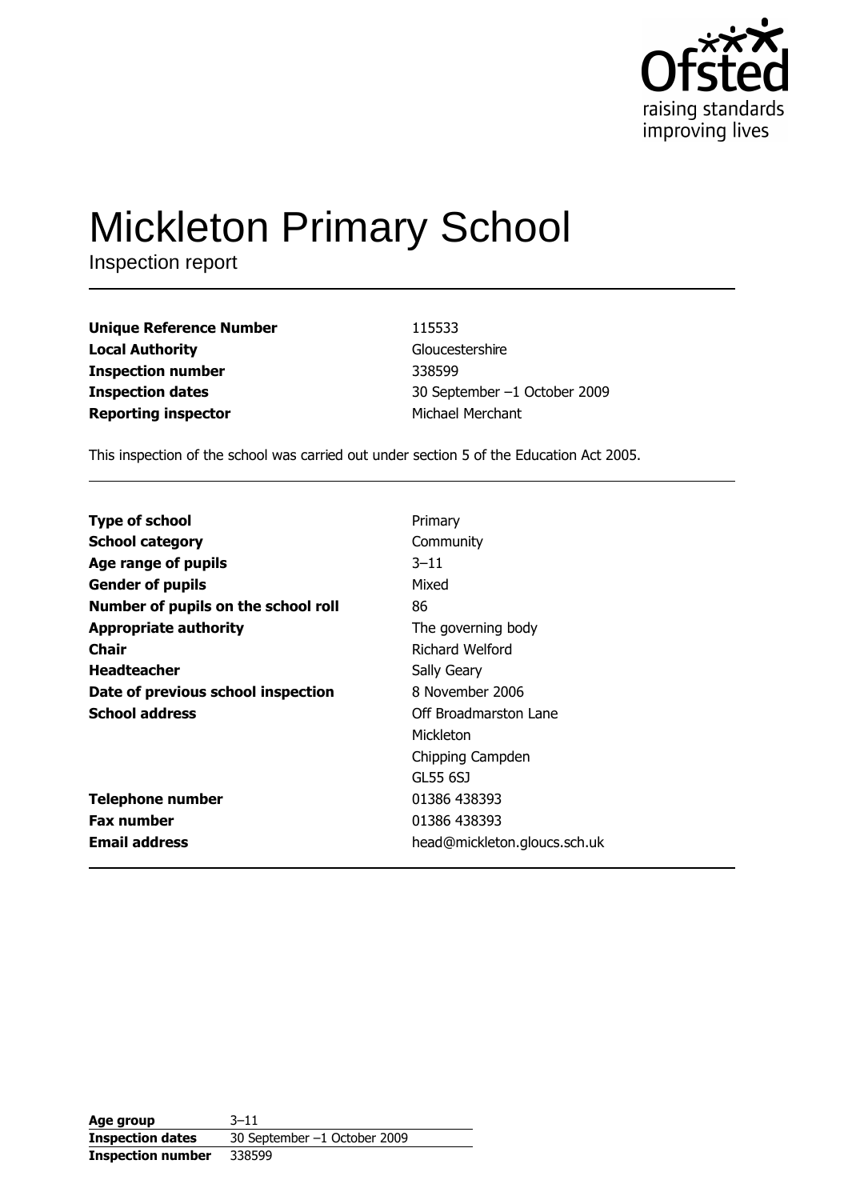Ofsted
raising standards
improving lives

# Mickleton Primary School

Inspection report

| | |
|---|---|
| **Unique Reference Number** | 115533 |
| **Local Authority** | Gloucestershire |
| **Inspection number** | 338599 |
| **Inspection dates** | 30 September –1 October 2009 |
| **Reporting inspector** | Michael Merchant |

This inspection of the school was carried out under section 5 of the Education Act 2005.

| | |
|---|---|
| **Type of school** | Primary |
| **School category** | Community |
| **Age range of pupils** | 3–11 |
| **Gender of pupils** | Mixed |
| **Number of pupils on the school roll** | 86 |
| **Appropriate authority** | The governing body |
| **Chair** | Richard Welford |
| **Headteacher** | Sally Geary |
| **Date of previous school inspection** | 8 November 2006 |
| **School address** | Off Broadmarston Lane<br>Mickleton<br>Chipping Campden<br>GL55 6SJ |
| **Telephone number** | 01386 438393 |
| **Fax number** | 01386 438393 |
| **Email address** | head@mickleton.gloucs.sch.uk |

| | |
|---|---|
| **Age group** | 3–11 |
| **Inspection dates** | 30 September –1 October 2009 |
| **Inspection number** | 338599 |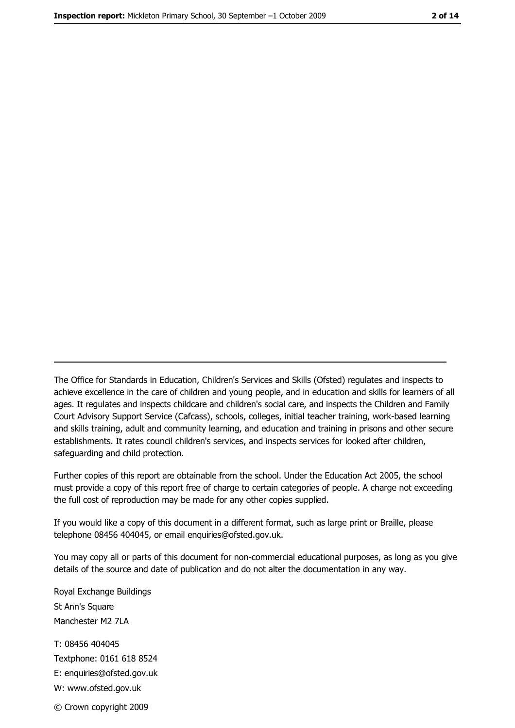The Office for Standards in Education, Children's Services and Skills (Ofsted) regulates and inspects to achieve excellence in the care of children and young people, and in education and skills for learners of all ages. It regulates and inspects childcare and children's social care, and inspects the Children and Family Court Advisory Support Service (Cafcass), schools, colleges, initial teacher training, work-based learning and skills training, adult and community learning, and education and training in prisons and other secure establishments. It rates council children's services, and inspects services for looked after children, safeguarding and child protection.

Further copies of this report are obtainable from the school. Under the Education Act 2005, the school must provide a copy of this report free of charge to certain categories of people. A charge not exceeding the full cost of reproduction may be made for any other copies supplied.

If you would like a copy of this document in a different format, such as large print or Braille, please telephone 08456 404045, or email enquiries@ofsted.gov.uk.

You may copy all or parts of this document for non-commercial educational purposes, as long as you give details of the source and date of publication and do not alter the documentation in any way.

Royal Exchange Buildings
St Ann's Square
Manchester M2 7LA

T: 08456 404045
Textphone: 0161 618 8524
E: enquiries@ofsted.gov.uk
W: www.ofsted.gov.uk

© Crown copyright 2009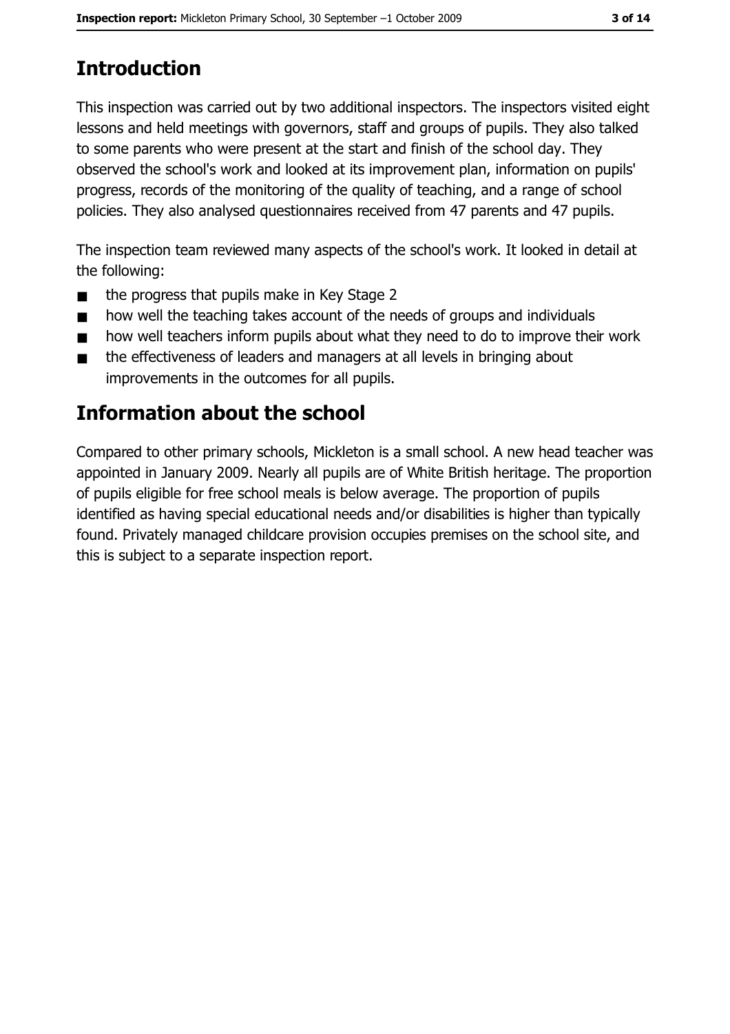# Introduction

This inspection was carried out by two additional inspectors. The inspectors visited eight lessons and held meetings with governors, staff and groups of pupils. They also talked to some parents who were present at the start and finish of the school day. They observed the school's work and looked at its improvement plan, information on pupils' progress, records of the monitoring of the quality of teaching, and a range of school policies. They also analysed questionnaires received from 47 parents and 47 pupils.

The inspection team reviewed many aspects of the school's work. It looked in detail at the following:

- the progress that pupils make in Key Stage 2
- how well the teaching takes account of the needs of groups and individuals
- how well teachers inform pupils about what they need to do to improve their work
- the effectiveness of leaders and managers at all levels in bringing about improvements in the outcomes for all pupils.

# Information about the school

Compared to other primary schools, Mickleton is a small school. A new head teacher was appointed in January 2009. Nearly all pupils are of White British heritage. The proportion of pupils eligible for free school meals is below average. The proportion of pupils identified as having special educational needs and/or disabilities is higher than typically found. Privately managed childcare provision occupies premises on the school site, and this is subject to a separate inspection report.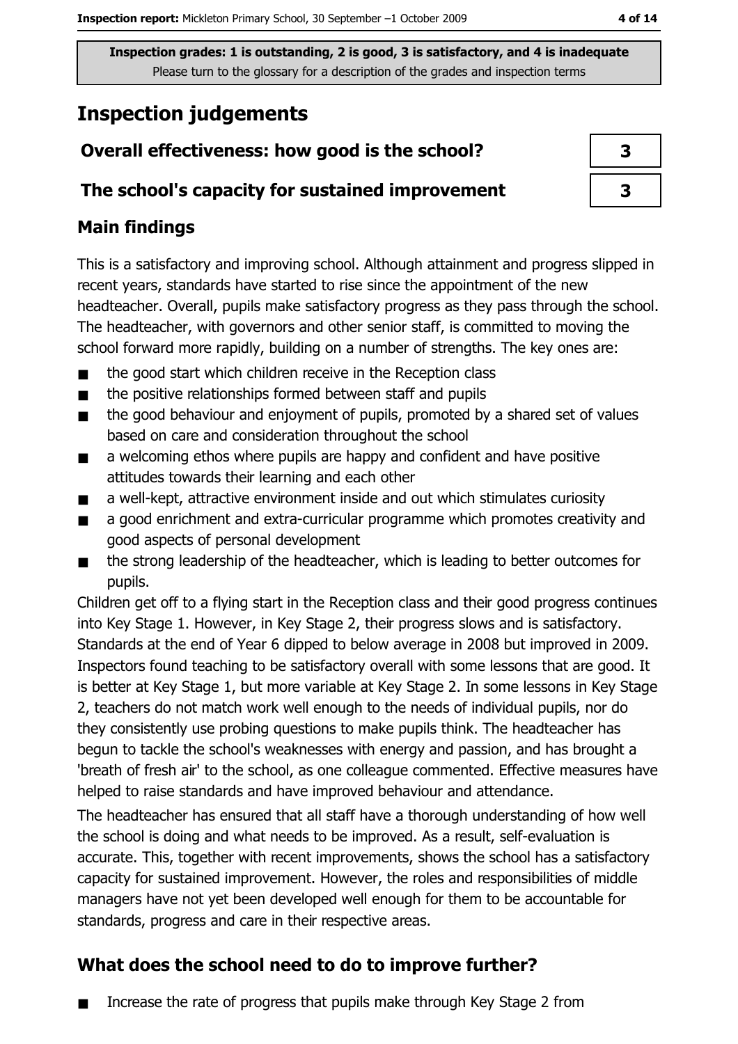Inspection grades: 1 is outstanding, 2 is good, 3 is satisfactory, and 4 is inadequate
Please turn to the glossary for a description of the grades and inspection terms

# Inspection judgements

| | |
|---|---|
| **Overall effectiveness: how good is the school?** | **3** |
| **The school's capacity for sustained improvement** | **3** |

## Main findings

This is a satisfactory and improving school. Although attainment and progress slipped in recent years, standards have started to rise since the appointment of the new headteacher. Overall, pupils make satisfactory progress as they pass through the school. The headteacher, with governors and other senior staff, is committed to moving the school forward more rapidly, building on a number of strengths. The key ones are:

- the good start which children receive in the Reception class
- the positive relationships formed between staff and pupils
- the good behaviour and enjoyment of pupils, promoted by a shared set of values based on care and consideration throughout the school
- a welcoming ethos where pupils are happy and confident and have positive attitudes towards their learning and each other
- a well-kept, attractive environment inside and out which stimulates curiosity
- a good enrichment and extra-curricular programme which promotes creativity and good aspects of personal development
- the strong leadership of the headteacher, which is leading to better outcomes for pupils.

Children get off to a flying start in the Reception class and their good progress continues into Key Stage 1. However, in Key Stage 2, their progress slows and is satisfactory. Standards at the end of Year 6 dipped to below average in 2008 but improved in 2009. Inspectors found teaching to be satisfactory overall with some lessons that are good. It is better at Key Stage 1, but more variable at Key Stage 2. In some lessons in Key Stage 2, teachers do not match work well enough to the needs of individual pupils, nor do they consistently use probing questions to make pupils think. The headteacher has begun to tackle the school's weaknesses with energy and passion, and has brought a 'breath of fresh air' to the school, as one colleague commented. Effective measures have helped to raise standards and have improved behaviour and attendance.

The headteacher has ensured that all staff have a thorough understanding of how well the school is doing and what needs to be improved. As a result, self-evaluation is accurate. This, together with recent improvements, shows the school has a satisfactory capacity for sustained improvement. However, the roles and responsibilities of middle managers have not yet been developed well enough for them to be accountable for standards, progress and care in their respective areas.

## What does the school need to do to improve further?

- Increase the rate of progress that pupils make through Key Stage 2 from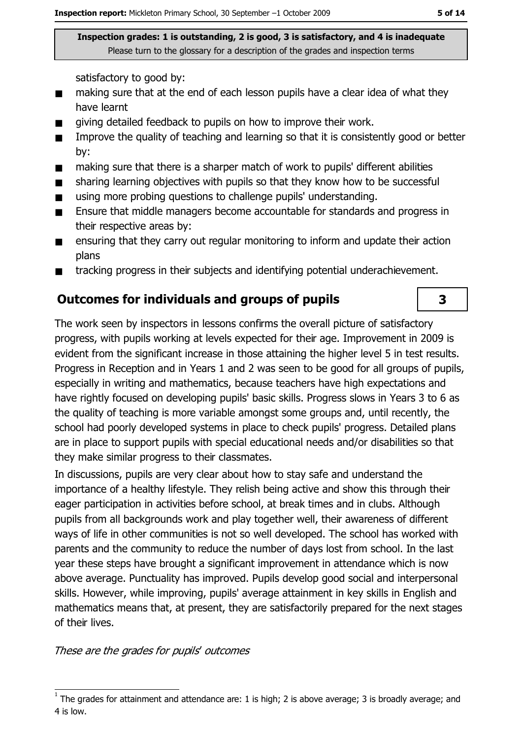**Inspection grades: 1 is outstanding, 2 is good, 3 is satisfactory, and 4 is inadequate**
Please turn to the glossary for a description of the grades and inspection terms

satisfactory to good by:

- making sure that at the end of each lesson pupils have a clear idea of what they have learnt
- giving detailed feedback to pupils on how to improve their work.
- Improve the quality of teaching and learning so that it is consistently good or better by:
- making sure that there is a sharper match of work to pupils' different abilities
- sharing learning objectives with pupils so that they know how to be successful
- using more probing questions to challenge pupils' understanding.
- Ensure that middle managers become accountable for standards and progress in their respective areas by:
- ensuring that they carry out regular monitoring to inform and update their action plans
- tracking progress in their subjects and identifying potential underachievement.

## Outcomes for individuals and groups of pupils

**3**

The work seen by inspectors in lessons confirms the overall picture of satisfactory progress, with pupils working at levels expected for their age. Improvement in 2009 is evident from the significant increase in those attaining the higher level 5 in test results. Progress in Reception and in Years 1 and 2 was seen to be good for all groups of pupils, especially in writing and mathematics, because teachers have high expectations and have rightly focused on developing pupils' basic skills. Progress slows in Years 3 to 6 as the quality of teaching is more variable amongst some groups and, until recently, the school had poorly developed systems in place to check pupils' progress. Detailed plans are in place to support pupils with special educational needs and/or disabilities so that they make similar progress to their classmates.

In discussions, pupils are very clear about how to stay safe and understand the importance of a healthy lifestyle. They relish being active and show this through their eager participation in activities before school, at break times and in clubs. Although pupils from all backgrounds work and play together well, their awareness of different ways of life in other communities is not so well developed. The school has worked with parents and the community to reduce the number of days lost from school. In the last year these steps have brought a significant improvement in attendance which is now above average. Punctuality has improved. Pupils develop good social and interpersonal skills. However, while improving, pupils' average attainment in key skills in English and mathematics means that, at present, they are satisfactorily prepared for the next stages of their lives.

*These are the grades for pupils' outcomes*

[1] The grades for attainment and attendance are: 1 is high; 2 is above average; 3 is broadly average; and 4 is low.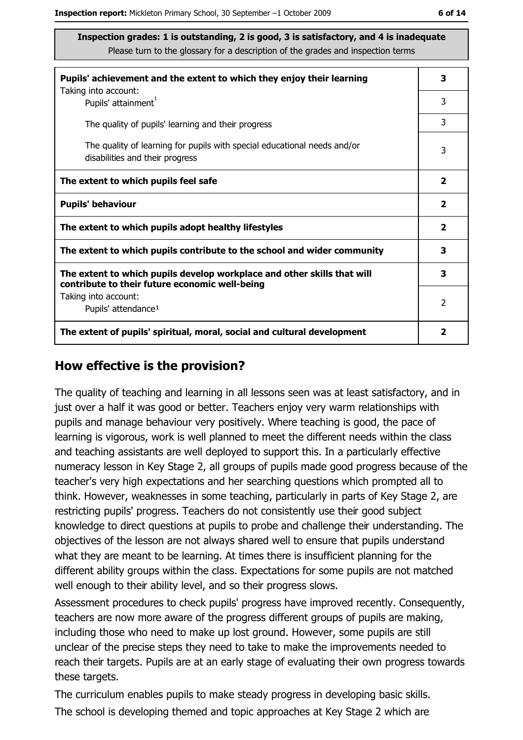**Inspection grades: 1 is outstanding, 2 is good, 3 is satisfactory, and 4 is inadequate**
Please turn to the glossary for a description of the grades and inspection terms

| | |
|---|---|
| **Pupils' achievement and the extent to which they enjoy their learning** Taking into account: | **3** |
| Pupils' attainment[1] | 3 |
| The quality of pupils' learning and their progress | 3 |
| The quality of learning for pupils with special educational needs and/or disabilities and their progress | 3 |
| **The extent to which pupils feel safe** | **2** |
| **Pupils' behaviour** | **2** |
| **The extent to which pupils adopt healthy lifestyles** | **2** |
| **The extent to which pupils contribute to the school and wider community** | **3** |
| **The extent to which pupils develop workplace and other skills that will contribute to their future economic well-being** | **3** |
| Taking into account: Pupils' attendance[1] | 2 |
| **The extent of pupils' spiritual, moral, social and cultural development** | **2** |

## How effective is the provision?

The quality of teaching and learning in all lessons seen was at least satisfactory, and in just over a half it was good or better. Teachers enjoy very warm relationships with pupils and manage behaviour very positively. Where teaching is good, the pace of learning is vigorous, work is well planned to meet the different needs within the class and teaching assistants are well deployed to support this. In a particularly effective numeracy lesson in Key Stage 2, all groups of pupils made good progress because of the teacher's very high expectations and her searching questions which prompted all to think. However, weaknesses in some teaching, particularly in parts of Key Stage 2, are restricting pupils' progress. Teachers do not consistently use their good subject knowledge to direct questions at pupils to probe and challenge their understanding. The objectives of the lesson are not always shared well to ensure that pupils understand what they are meant to be learning. At times there is insufficient planning for the different ability groups within the class. Expectations for some pupils are not matched well enough to their ability level, and so their progress slows.

Assessment procedures to check pupils' progress have improved recently. Consequently, teachers are now more aware of the progress different groups of pupils are making, including those who need to make up lost ground. However, some pupils are still unclear of the precise steps they need to take to make the improvements needed to reach their targets. Pupils are at an early stage of evaluating their own progress towards these targets.

The curriculum enables pupils to make steady progress in developing basic skills. The school is developing themed and topic approaches at Key Stage 2 which are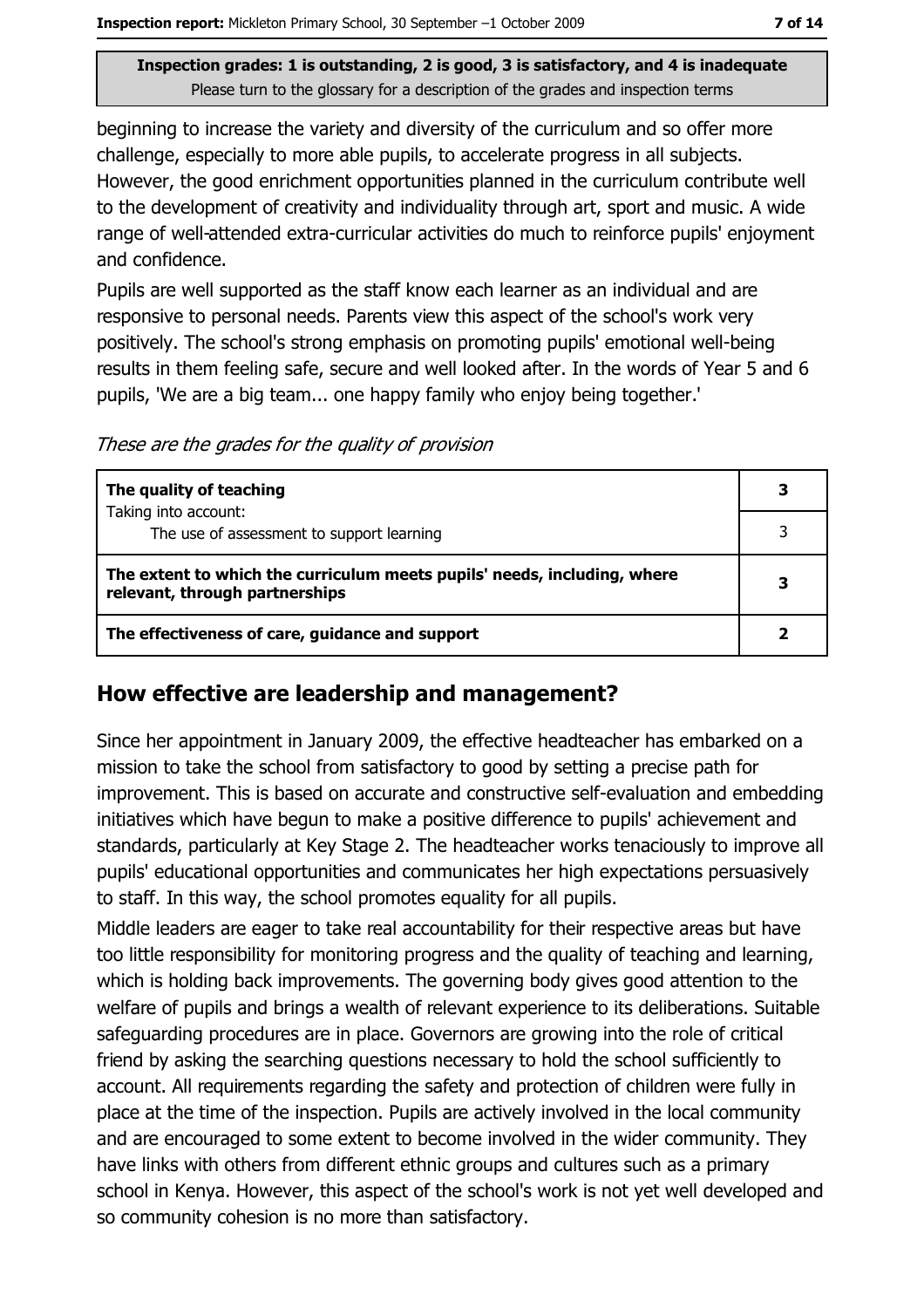**Inspection grades: 1 is outstanding, 2 is good, 3 is satisfactory, and 4 is inadequate**
Please turn to the glossary for a description of the grades and inspection terms

beginning to increase the variety and diversity of the curriculum and so offer more challenge, especially to more able pupils, to accelerate progress in all subjects. However, the good enrichment opportunities planned in the curriculum contribute well to the development of creativity and individuality through art, sport and music. A wide range of well-attended extra-curricular activities do much to reinforce pupils' enjoyment and confidence.

Pupils are well supported as the staff know each learner as an individual and are responsive to personal needs. Parents view this aspect of the school's work very positively. The school's strong emphasis on promoting pupils' emotional well-being results in them feeling safe, secure and well looked after. In the words of Year 5 and 6 pupils, 'We are a big team... one happy family who enjoy being together.'

*These are the grades for the quality of provision*

| | |
|---|---|
| **The quality of teaching** | **3** |
| Taking into account: The use of assessment to support learning | 3 |
| **The extent to which the curriculum meets pupils' needs, including, where relevant, through partnerships** | **3** |
| **The effectiveness of care, guidance and support** | **2** |

## How effective are leadership and management?

Since her appointment in January 2009, the effective headteacher has embarked on a mission to take the school from satisfactory to good by setting a precise path for improvement. This is based on accurate and constructive self-evaluation and embedding initiatives which have begun to make a positive difference to pupils' achievement and standards, particularly at Key Stage 2. The headteacher works tenaciously to improve all pupils' educational opportunities and communicates her high expectations persuasively to staff. In this way, the school promotes equality for all pupils.

Middle leaders are eager to take real accountability for their respective areas but have too little responsibility for monitoring progress and the quality of teaching and learning, which is holding back improvements. The governing body gives good attention to the welfare of pupils and brings a wealth of relevant experience to its deliberations. Suitable safeguarding procedures are in place. Governors are growing into the role of critical friend by asking the searching questions necessary to hold the school sufficiently to account. All requirements regarding the safety and protection of children were fully in place at the time of the inspection. Pupils are actively involved in the local community and are encouraged to some extent to become involved in the wider community. They have links with others from different ethnic groups and cultures such as a primary school in Kenya. However, this aspect of the school's work is not yet well developed and so community cohesion is no more than satisfactory.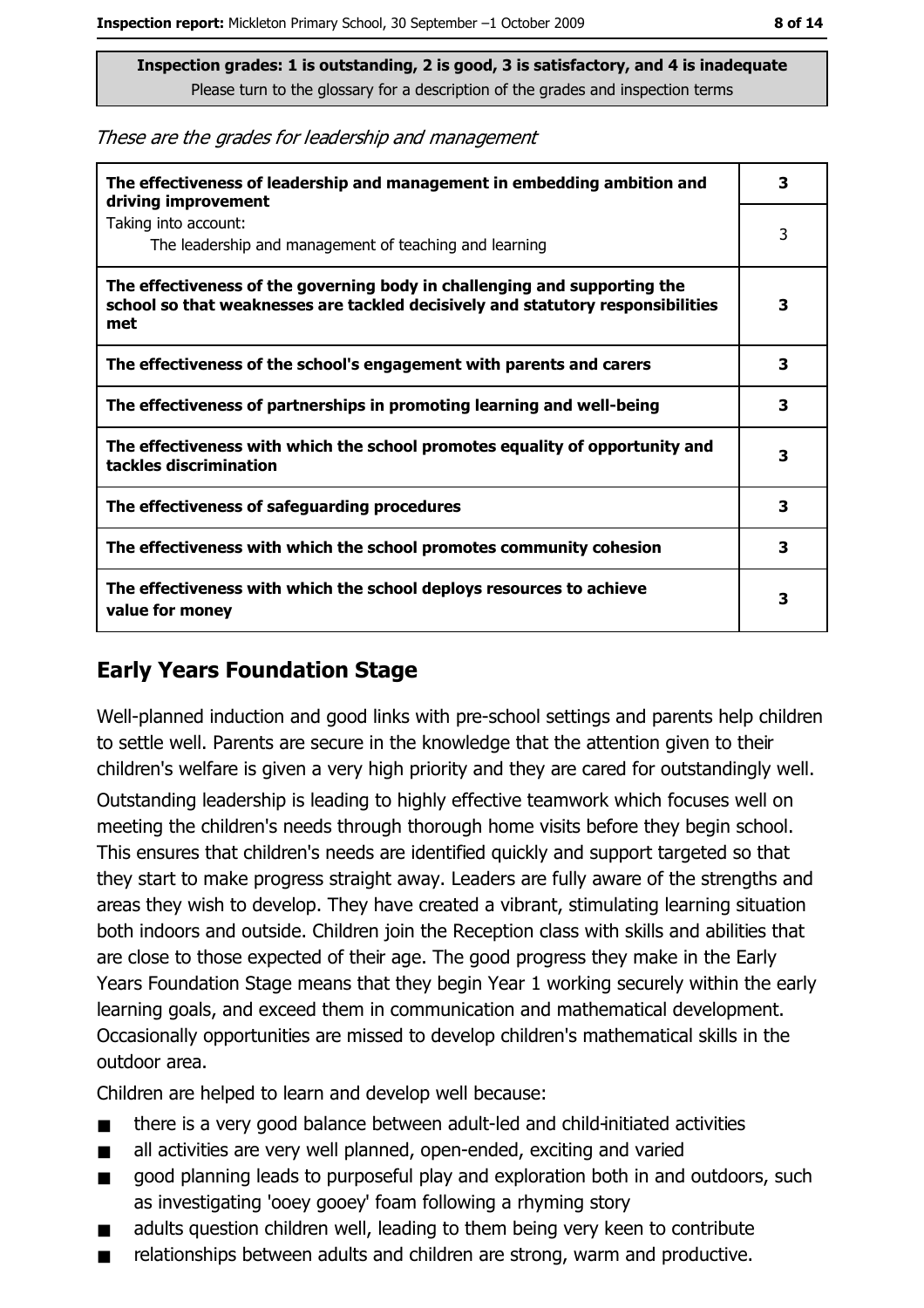**Inspection grades: 1 is outstanding, 2 is good, 3 is satisfactory, and 4 is inadequate**
Please turn to the glossary for a description of the grades and inspection terms

*These are the grades for leadership and management*

| | |
|---|---|
| **The effectiveness of leadership and management in embedding ambition and driving improvement** | **3** |
| Taking into account:<br>The leadership and management of teaching and learning | 3 |
| **The effectiveness of the governing body in challenging and supporting the school so that weaknesses are tackled decisively and statutory responsibilities met** | **3** |
| **The effectiveness of the school's engagement with parents and carers** | **3** |
| **The effectiveness of partnerships in promoting learning and well-being** | **3** |
| **The effectiveness with which the school promotes equality of opportunity and tackles discrimination** | **3** |
| **The effectiveness of safeguarding procedures** | **3** |
| **The effectiveness with which the school promotes community cohesion** | **3** |
| **The effectiveness with which the school deploys resources to achieve value for money** | **3** |

## Early Years Foundation Stage

Well-planned induction and good links with pre-school settings and parents help children to settle well. Parents are secure in the knowledge that the attention given to their children's welfare is given a very high priority and they are cared for outstandingly well.

Outstanding leadership is leading to highly effective teamwork which focuses well on meeting the children's needs through thorough home visits before they begin school. This ensures that children's needs are identified quickly and support targeted so that they start to make progress straight away. Leaders are fully aware of the strengths and areas they wish to develop. They have created a vibrant, stimulating learning situation both indoors and outside. Children join the Reception class with skills and abilities that are close to those expected of their age. The good progress they make in the Early Years Foundation Stage means that they begin Year 1 working securely within the early learning goals, and exceed them in communication and mathematical development. Occasionally opportunities are missed to develop children's mathematical skills in the outdoor area.

Children are helped to learn and develop well because:

- there is a very good balance between adult-led and child-initiated activities
- all activities are very well planned, open-ended, exciting and varied
- good planning leads to purposeful play and exploration both in and outdoors, such as investigating 'ooey gooey' foam following a rhyming story
- adults question children well, leading to them being very keen to contribute
- relationships between adults and children are strong, warm and productive.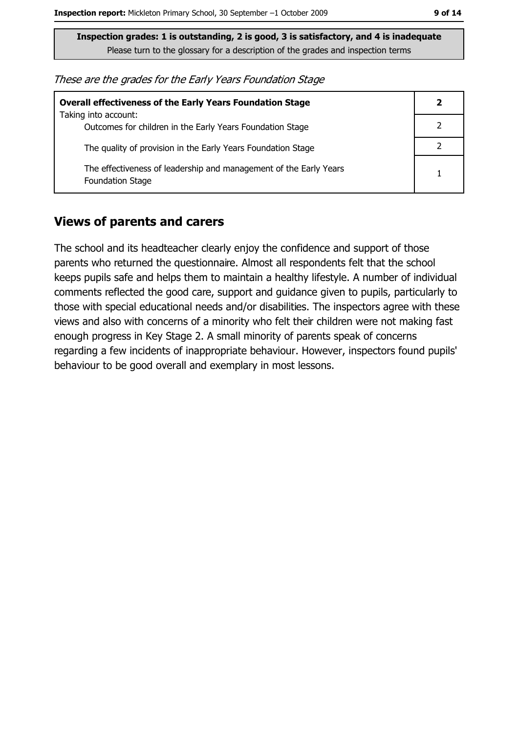**Inspection grades: 1 is outstanding, 2 is good, 3 is satisfactory, and 4 is inadequate**
Please turn to the glossary for a description of the grades and inspection terms

*These are the grades for the Early Years Foundation Stage*

| | |
|---|---|
| **Overall effectiveness of the Early Years Foundation Stage** Taking into account: | **2** |
| Outcomes for children in the Early Years Foundation Stage | 2 |
| The quality of provision in the Early Years Foundation Stage | 2 |
| The effectiveness of leadership and management of the Early Years Foundation Stage | 1 |

## Views of parents and carers

The school and its headteacher clearly enjoy the confidence and support of those parents who returned the questionnaire. Almost all respondents felt that the school keeps pupils safe and helps them to maintain a healthy lifestyle. A number of individual comments reflected the good care, support and guidance given to pupils, particularly to those with special educational needs and/or disabilities. The inspectors agree with these views and also with concerns of a minority who felt their children were not making fast enough progress in Key Stage 2. A small minority of parents speak of concerns regarding a few incidents of inappropriate behaviour. However, inspectors found pupils' behaviour to be good overall and exemplary in most lessons.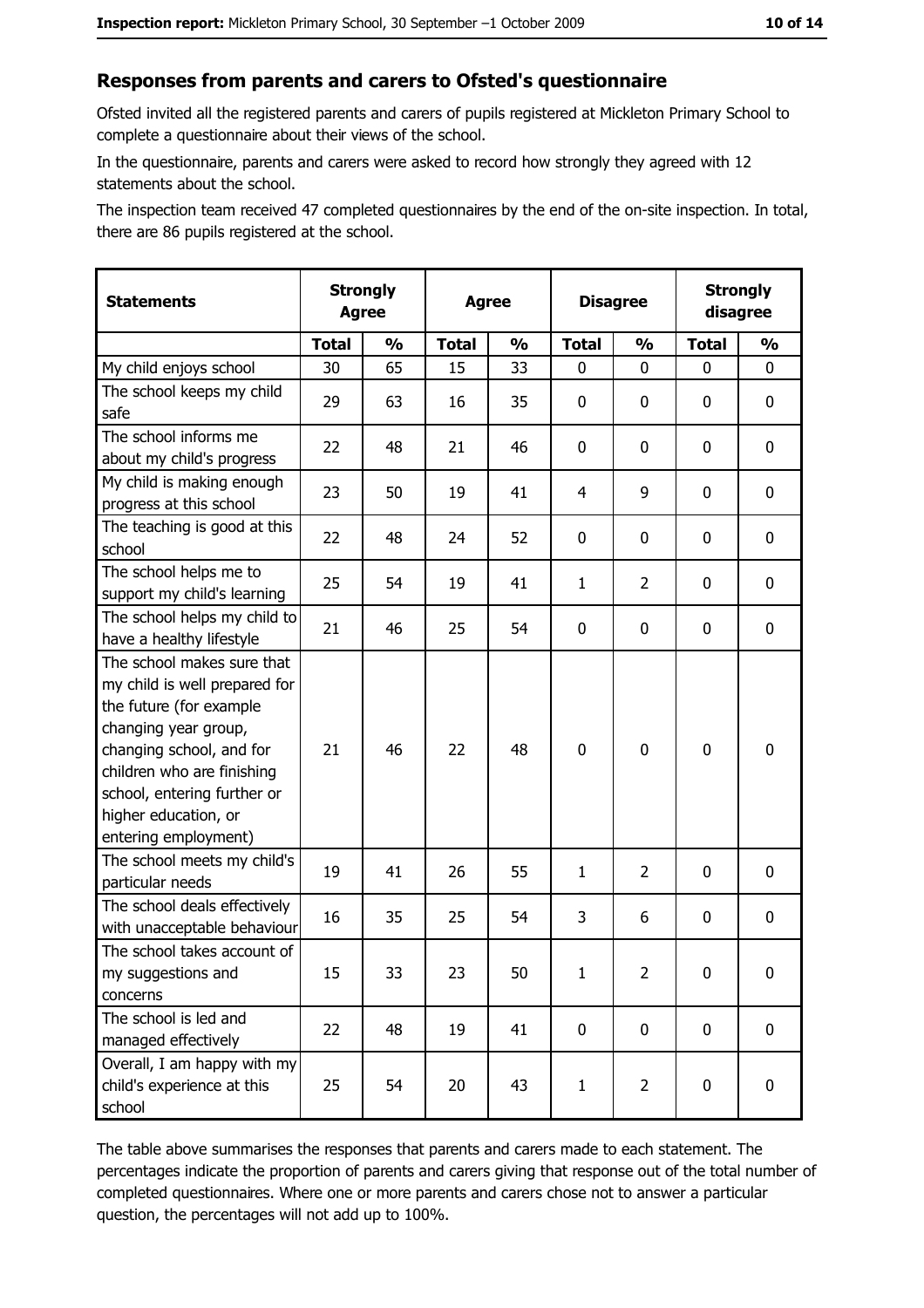## Responses from parents and carers to Ofsted's questionnaire

Ofsted invited all the registered parents and carers of pupils registered at Mickleton Primary School to complete a questionnaire about their views of the school.

In the questionnaire, parents and carers were asked to record how strongly they agreed with 12 statements about the school.

The inspection team received 47 completed questionnaires by the end of the on-site inspection. In total, there are 86 pupils registered at the school.

| Statements | Strongly Agree | | Agree | | Disagree | | Strongly disagree | |
|---|---|---|---|---|---|---|---|---|
| | Total | % | Total | % | Total | % | Total | % |
| My child enjoys school | 30 | 65 | 15 | 33 | 0 | 0 | 0 | 0 |
| The school keeps my child safe | 29 | 63 | 16 | 35 | 0 | 0 | 0 | 0 |
| The school informs me about my child's progress | 22 | 48 | 21 | 46 | 0 | 0 | 0 | 0 |
| My child is making enough progress at this school | 23 | 50 | 19 | 41 | 4 | 9 | 0 | 0 |
| The teaching is good at this school | 22 | 48 | 24 | 52 | 0 | 0 | 0 | 0 |
| The school helps me to support my child's learning | 25 | 54 | 19 | 41 | 1 | 2 | 0 | 0 |
| The school helps my child to have a healthy lifestyle | 21 | 46 | 25 | 54 | 0 | 0 | 0 | 0 |
| The school makes sure that my child is well prepared for the future (for example changing year group, changing school, and for children who are finishing school, entering further or higher education, or entering employment) | 21 | 46 | 22 | 48 | 0 | 0 | 0 | 0 |
| The school meets my child's particular needs | 19 | 41 | 26 | 55 | 1 | 2 | 0 | 0 |
| The school deals effectively with unacceptable behaviour | 16 | 35 | 25 | 54 | 3 | 6 | 0 | 0 |
| The school takes account of my suggestions and concerns | 15 | 33 | 23 | 50 | 1 | 2 | 0 | 0 |
| The school is led and managed effectively | 22 | 48 | 19 | 41 | 0 | 0 | 0 | 0 |
| Overall, I am happy with my child's experience at this school | 25 | 54 | 20 | 43 | 1 | 2 | 0 | 0 |

The table above summarises the responses that parents and carers made to each statement. The percentages indicate the proportion of parents and carers giving that response out of the total number of completed questionnaires. Where one or more parents and carers chose not to answer a particular question, the percentages will not add up to 100%.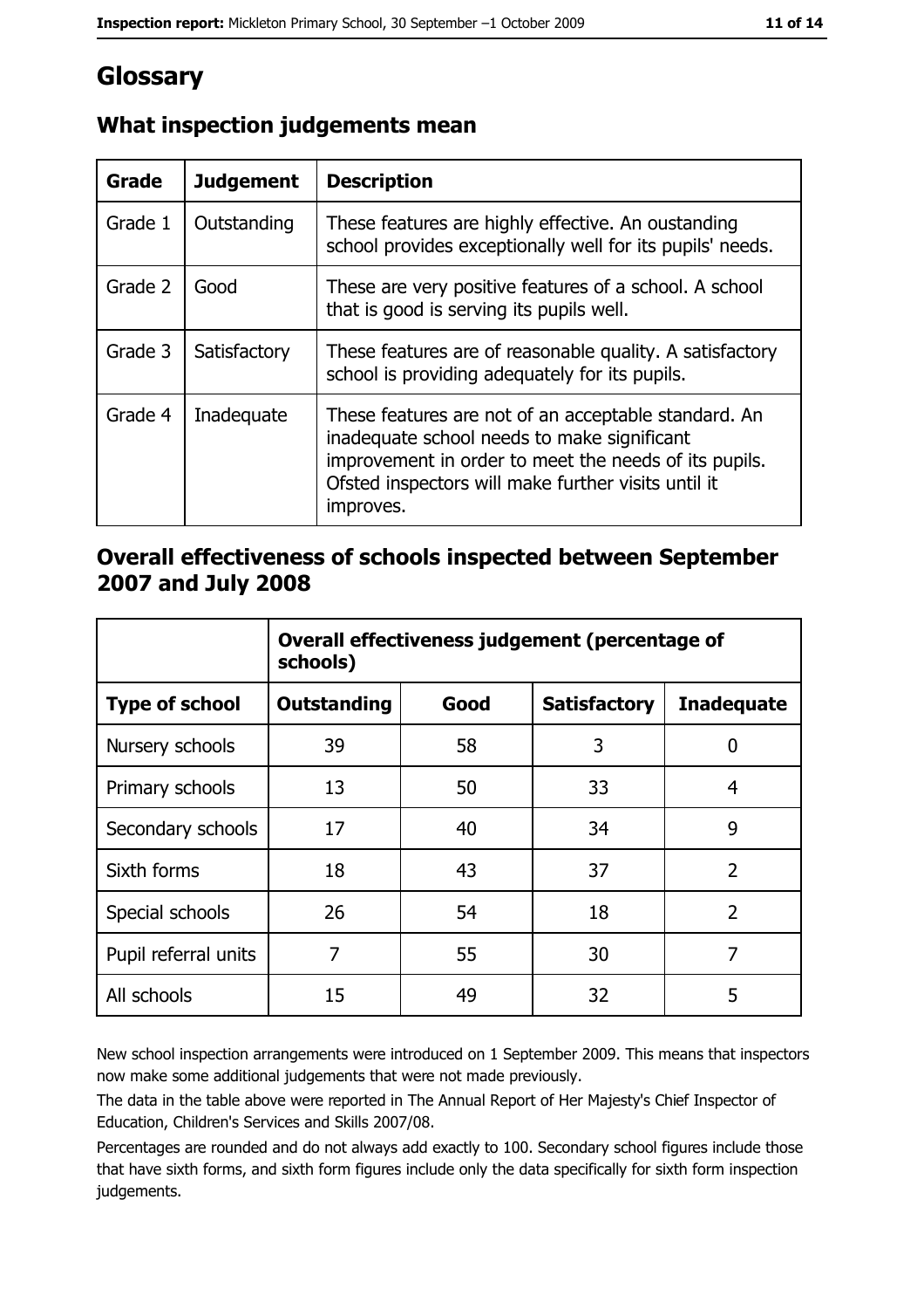# Glossary

## What inspection judgements mean

| Grade | Judgement | Description |
|---|---|---|
| Grade 1 | Outstanding | These features are highly effective. An oustanding school provides exceptionally well for its pupils' needs. |
| Grade 2 | Good | These are very positive features of a school. A school that is good is serving its pupils well. |
| Grade 3 | Satisfactory | These features are of reasonable quality. A satisfactory school is providing adequately for its pupils. |
| Grade 4 | Inadequate | These features are not of an acceptable standard. An inadequate school needs to make significant improvement in order to meet the needs of its pupils. Ofsted inspectors will make further visits until it improves. |

## Overall effectiveness of schools inspected between September 2007 and July 2008

| | Overall effectiveness judgement (percentage of schools) | | | |
|---|---|---|---|---|
| **Type of school** | **Outstanding** | **Good** | **Satisfactory** | **Inadequate** |
| Nursery schools | 39 | 58 | 3 | 0 |
| Primary schools | 13 | 50 | 33 | 4 |
| Secondary schools | 17 | 40 | 34 | 9 |
| Sixth forms | 18 | 43 | 37 | 2 |
| Special schools | 26 | 54 | 18 | 2 |
| Pupil referral units | 7 | 55 | 30 | 7 |
| All schools | 15 | 49 | 32 | 5 |

New school inspection arrangements were introduced on 1 September 2009. This means that inspectors now make some additional judgements that were not made previously.

The data in the table above were reported in The Annual Report of Her Majesty's Chief Inspector of Education, Children's Services and Skills 2007/08.

Percentages are rounded and do not always add exactly to 100. Secondary school figures include those that have sixth forms, and sixth form figures include only the data specifically for sixth form inspection judgements.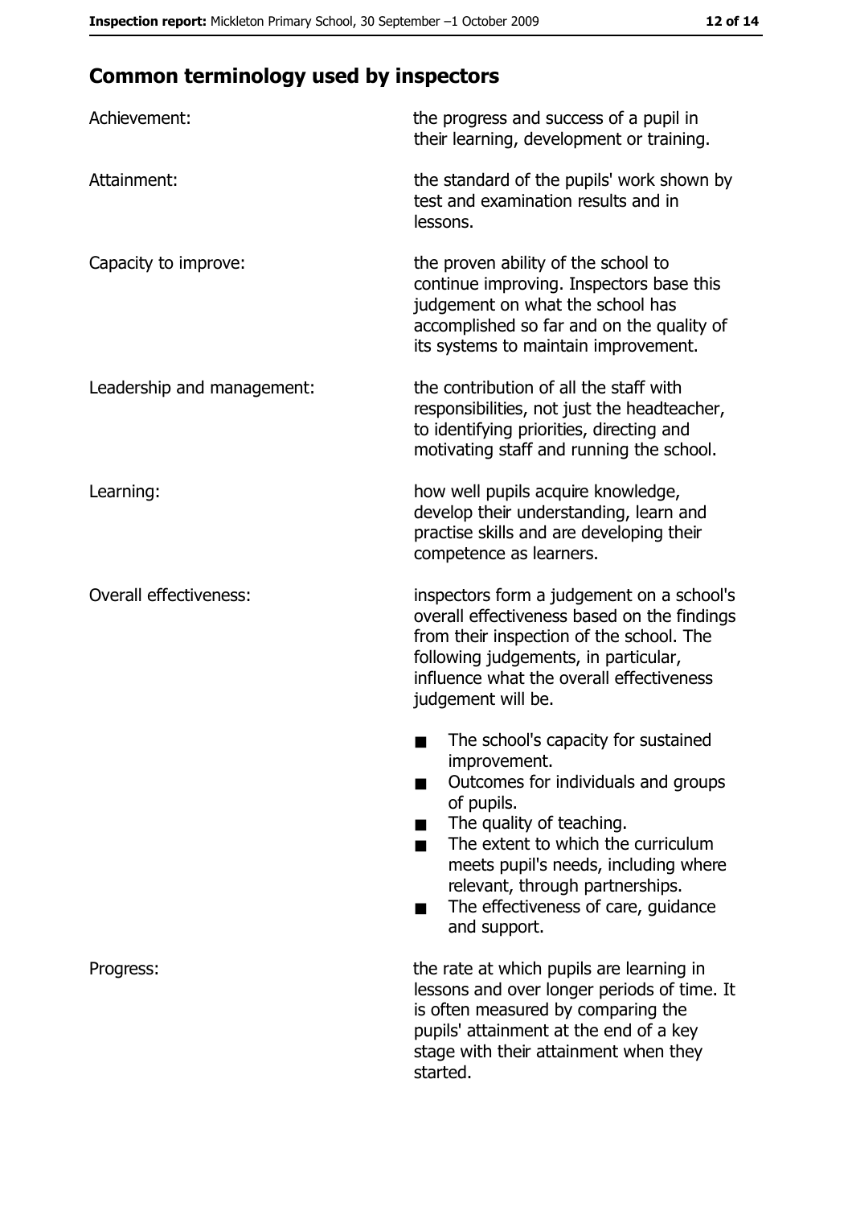## Common terminology used by inspectors

| | |
|---|---|
| Achievement: | the progress and success of a pupil in their learning, development or training. |
| Attainment: | the standard of the pupils' work shown by test and examination results and in lessons. |
| Capacity to improve: | the proven ability of the school to continue improving. Inspectors base this judgement on what the school has accomplished so far and on the quality of its systems to maintain improvement. |
| Leadership and management: | the contribution of all the staff with responsibilities, not just the headteacher, to identifying priorities, directing and motivating staff and running the school. |
| Learning: | how well pupils acquire knowledge, develop their understanding, learn and practise skills and are developing their competence as learners. |
| Overall effectiveness: | inspectors form a judgement on a school's overall effectiveness based on the findings from their inspection of the school. The following judgements, in particular, influence what the overall effectiveness judgement will be. ■ The school's capacity for sustained improvement. ■ Outcomes for individuals and groups of pupils. ■ The quality of teaching. ■ The extent to which the curriculum meets pupil's needs, including where relevant, through partnerships. ■ The effectiveness of care, guidance and support. |
| Progress: | the rate at which pupils are learning in lessons and over longer periods of time. It is often measured by comparing the pupils' attainment at the end of a key stage with their attainment when they started. |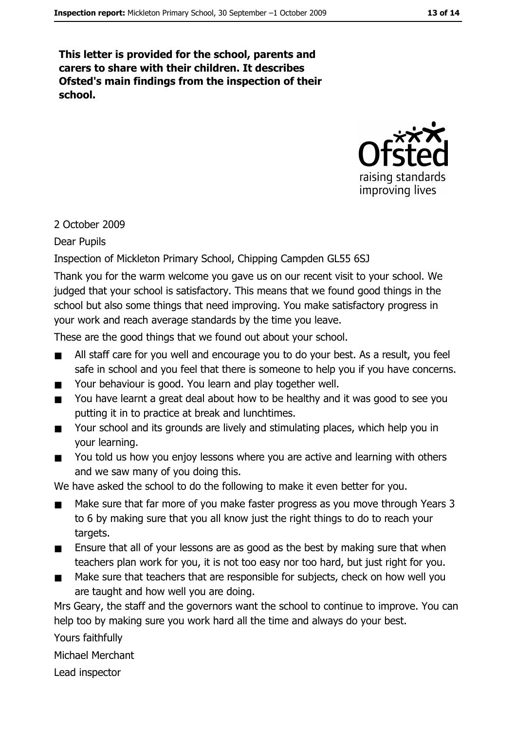**This letter is provided for the school, parents and carers to share with their children. It describes Ofsted's main findings from the inspection of their school.**

2 October 2009

Dear Pupils

Inspection of Mickleton Primary School, Chipping Campden GL55 6SJ

Thank you for the warm welcome you gave us on our recent visit to your school. We judged that your school is satisfactory. This means that we found good things in the school but also some things that need improving. You make satisfactory progress in your work and reach average standards by the time you leave.

These are the good things that we found out about your school.

- All staff care for you well and encourage you to do your best. As a result, you feel safe in school and you feel that there is someone to help you if you have concerns.
- Your behaviour is good. You learn and play together well.
- You have learnt a great deal about how to be healthy and it was good to see you putting it in to practice at break and lunchtimes.
- Your school and its grounds are lively and stimulating places, which help you in your learning.
- You told us how you enjoy lessons where you are active and learning with others and we saw many of you doing this.

We have asked the school to do the following to make it even better for you.

- Make sure that far more of you make faster progress as you move through Years 3 to 6 by making sure that you all know just the right things to do to reach your targets.
- Ensure that all of your lessons are as good as the best by making sure that when teachers plan work for you, it is not too easy nor too hard, but just right for you.
- Make sure that teachers that are responsible for subjects, check on how well you are taught and how well you are doing.

Mrs Geary, the staff and the governors want the school to continue to improve. You can help too by making sure you work hard all the time and always do your best.

Yours faithfully

Michael Merchant

Lead inspector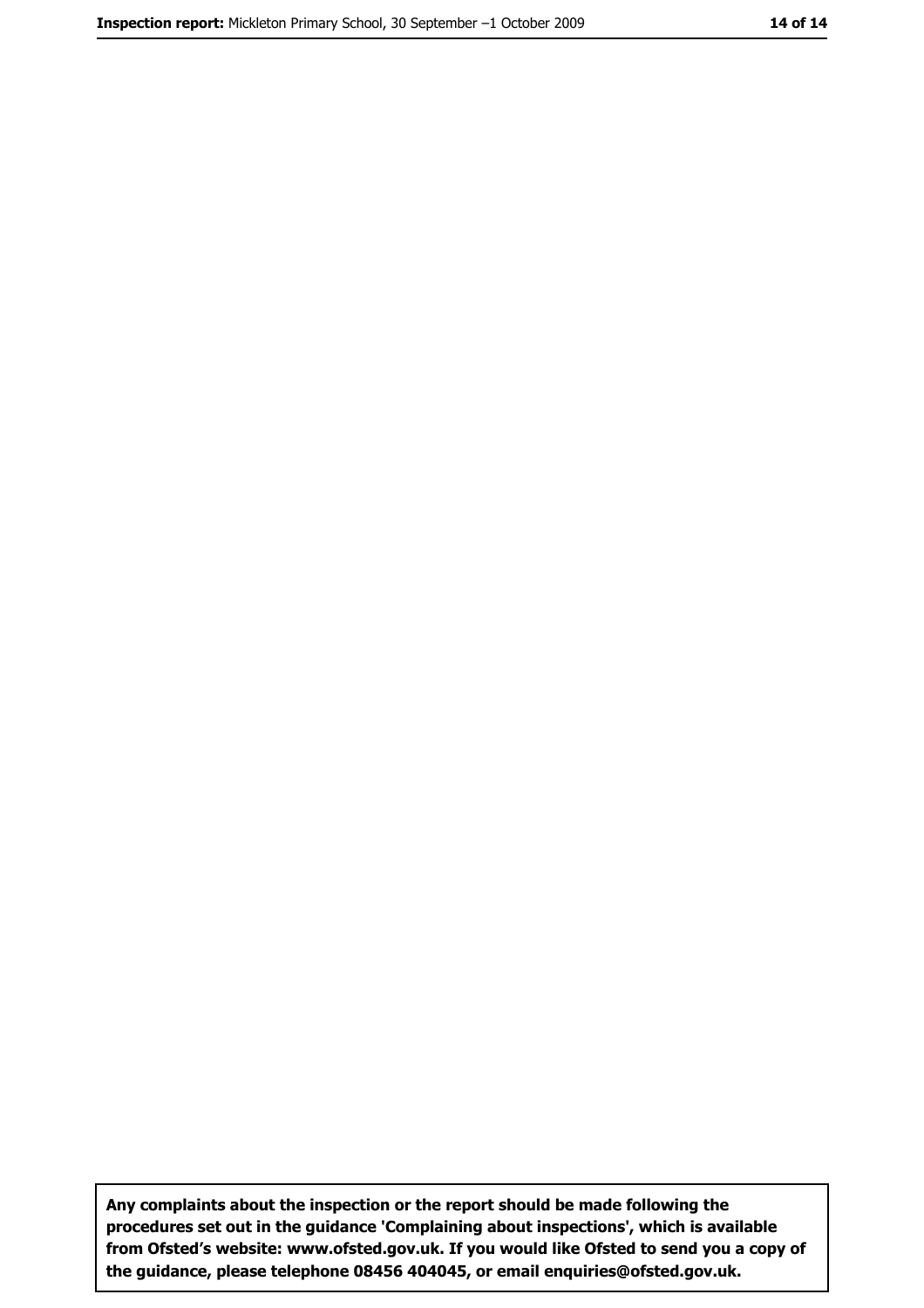**Any complaints about the inspection or the report should be made following the procedures set out in the guidance 'Complaining about inspections', which is available from Ofsted's website: www.ofsted.gov.uk. If you would like Ofsted to send you a copy of the guidance, please telephone 08456 404045, or email enquiries@ofsted.gov.uk.**